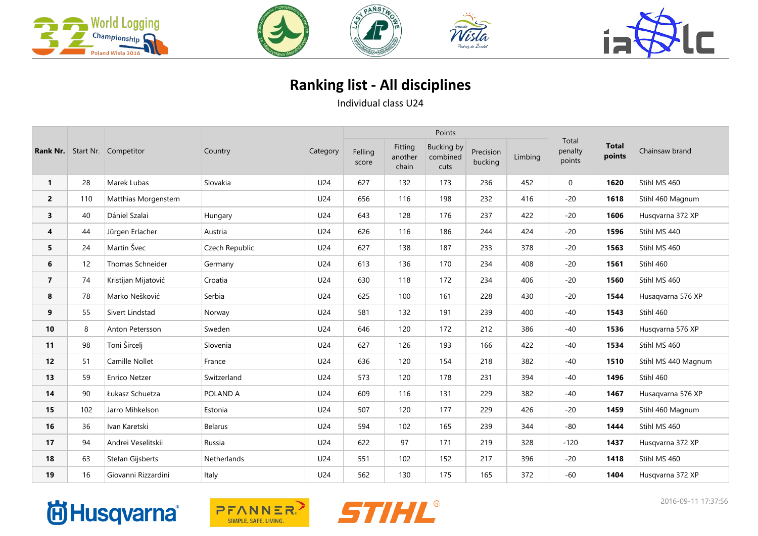# Ranking list - All disciplines

Individual class U24

| Rank Nr. | Start Nr. | Competitor | Country | Category | Points | | | | | Total penalty points | Total points | Chainsaw brand |
|---|---|---|---|---|---|---|---|---|---|---|---|---|
| | | | | | Felling score | Fitting another chain | Bucking by combined cuts | Precision bucking | Limbing | | | |
| **1** | 28 | Marek Lubas | Slovakia | U24 | 627 | 132 | 173 | 236 | 452 | 0 | **1620** | Stihl MS 460 |
| **2** | 110 | Matthias Morgenstern | | U24 | 656 | 116 | 198 | 232 | 416 | -20 | **1618** | Stihl 460 Magnum |
| **3** | 40 | Dániel Szalai | Hungary | U24 | 643 | 128 | 176 | 237 | 422 | -20 | **1606** | Husqvarna 372 XP |
| **4** | 44 | Jürgen Erlacher | Austria | U24 | 626 | 116 | 186 | 244 | 424 | -20 | **1596** | Stihl MS 440 |
| **5** | 24 | Martin Švec | Czech Republic | U24 | 627 | 138 | 187 | 233 | 378 | -20 | **1563** | Stihl MS 460 |
| **6** | 12 | Thomas Schneider | Germany | U24 | 613 | 136 | 170 | 234 | 408 | -20 | **1561** | Stihl 460 |
| **7** | 74 | Kristijan Mijatović | Croatia | U24 | 630 | 118 | 172 | 234 | 406 | -20 | **1560** | Stihl MS 460 |
| **8** | 78 | Marko Nešković | Serbia | U24 | 625 | 100 | 161 | 228 | 430 | -20 | **1544** | Husaqvarna 576 XP |
| **9** | 55 | Sivert Lindstad | Norway | U24 | 581 | 132 | 191 | 239 | 400 | -40 | **1543** | Stihl 460 |
| **10** | 8 | Anton Petersson | Sweden | U24 | 646 | 120 | 172 | 212 | 386 | -40 | **1536** | Husqvarna 576 XP |
| **11** | 98 | Toni Šircelj | Slovenia | U24 | 627 | 126 | 193 | 166 | 422 | -40 | **1534** | Stihl MS 460 |
| **12** | 51 | Camille Nollet | France | U24 | 636 | 120 | 154 | 218 | 382 | -40 | **1510** | Stihl MS 440 Magnum |
| **13** | 59 | Enrico Netzer | Switzerland | U24 | 573 | 120 | 178 | 231 | 394 | -40 | **1496** | Stihl 460 |
| **14** | 90 | Łukasz Schuetza | POLAND A | U24 | 609 | 116 | 131 | 229 | 382 | -40 | **1467** | Husaqvarna 576 XP |
| **15** | 102 | Jarro Mihkelson | Estonia | U24 | 507 | 120 | 177 | 229 | 426 | -20 | **1459** | Stihl 460 Magnum |
| **16** | 36 | Ivan Karetski | Belarus | U24 | 594 | 102 | 165 | 239 | 344 | -80 | **1444** | Stihl MS 460 |
| **17** | 94 | Andrei Veselitskii | Russia | U24 | 622 | 97 | 171 | 219 | 328 | -120 | **1437** | Husqvarna 372 XP |
| **18** | 63 | Stefan Gijsberts | Netherlands | U24 | 551 | 102 | 152 | 217 | 396 | -20 | **1418** | Stihl MS 460 |
| **19** | 16 | Giovanni Rizzardini | Italy | U24 | 562 | 130 | 175 | 165 | 372 | -60 | **1404** | Husqvarna 372 XP |

2016-09-11 17:37:56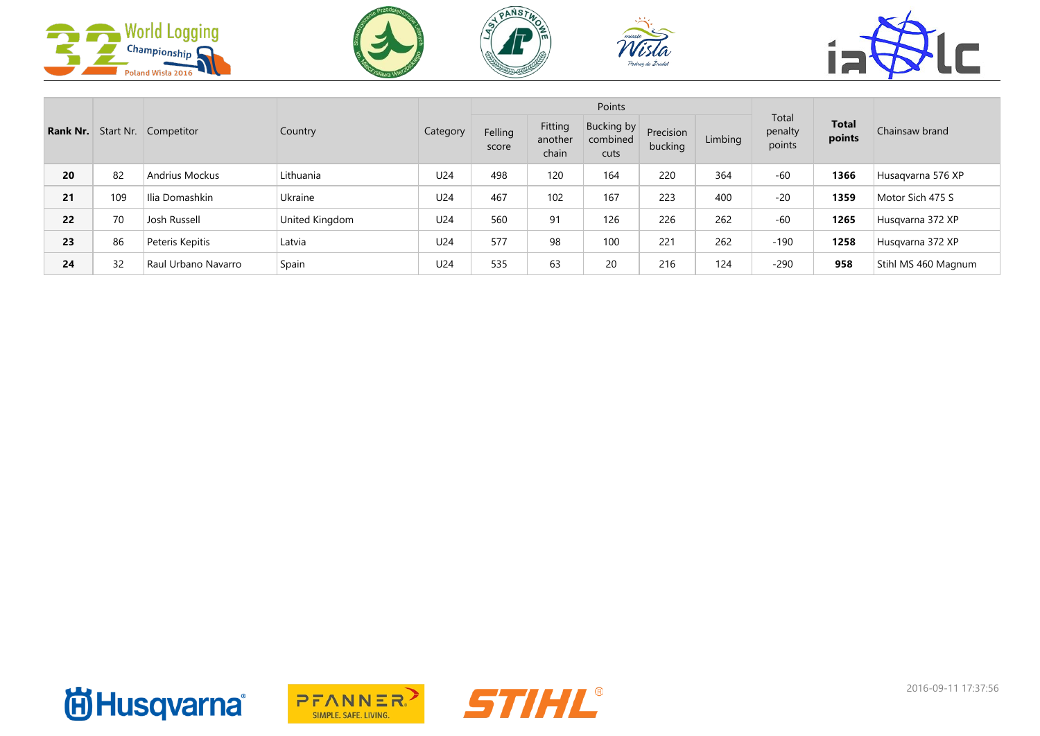| Rank Nr. | Start Nr. | Competitor | Country | Category | Points | | | | | Total penalty points | Total points | Chainsaw brand |
|---|---|---|---|---|---|---|---|---|---|---|---|---|
| | | | | | Felling score | Fitting another chain | Bucking by combined cuts | Precision bucking | Limbing | | | |
| **20** | 82 | Andrius Mockus | Lithuania | U24 | 498 | 120 | 164 | 220 | 364 | -60 | **1366** | Husaqvarna 576 XP |
| **21** | 109 | Ilia Domashkin | Ukraine | U24 | 467 | 102 | 167 | 223 | 400 | -20 | **1359** | Motor Sich 475 S |
| **22** | 70 | Josh Russell | United Kingdom | U24 | 560 | 91 | 126 | 226 | 262 | -60 | **1265** | Husqvarna 372 XP |
| **23** | 86 | Peteris Kepitis | Latvia | U24 | 577 | 98 | 100 | 221 | 262 | -190 | **1258** | Husqvarna 372 XP |
| **24** | 32 | Raul Urbano Navarro | Spain | U24 | 535 | 63 | 20 | 216 | 124 | -290 | **958** | Stihl MS 460 Magnum |

2016-09-11 17:37:56